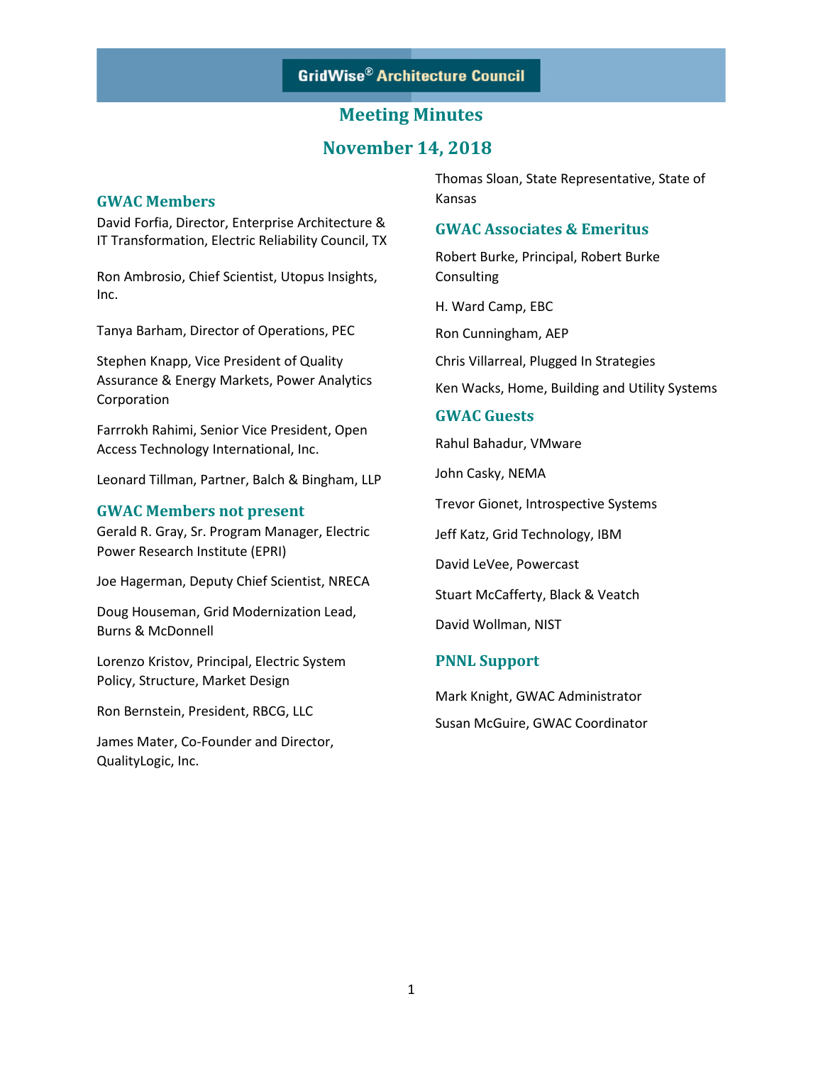GridWise® Architecture Council

# Meeting Minutes

## November 14, 2018

### GWAC Members

David Forfia, Director, Enterprise Architecture & IT Transformation, Electric Reliability Council, TX

Ron Ambrosio, Chief Scientist, Utopus Insights, Inc.

Tanya Barham, Director of Operations, PEC

Stephen Knapp, Vice President of Quality Assurance & Energy Markets, Power Analytics Corporation

Farrrokh Rahimi, Senior Vice President, Open Access Technology International, Inc.

Leonard Tillman, Partner, Balch & Bingham, LLP

### GWAC Members not present

Gerald R. Gray, Sr. Program Manager, Electric Power Research Institute (EPRI)

Joe Hagerman, Deputy Chief Scientist, NRECA

Doug Houseman, Grid Modernization Lead, Burns & McDonnell

Lorenzo Kristov, Principal, Electric System Policy, Structure, Market Design

Ron Bernstein, President, RBCG, LLC

James Mater, Co-Founder and Director, QualityLogic, Inc.

Thomas Sloan, State Representative, State of Kansas

### GWAC Associates & Emeritus

Robert Burke, Principal, Robert Burke Consulting

H. Ward Camp, EBC

Ron Cunningham, AEP

Chris Villarreal, Plugged In Strategies

Ken Wacks, Home, Building and Utility Systems

### GWAC Guests

Rahul Bahadur, VMware

John Casky, NEMA

Trevor Gionet, Introspective Systems

Jeff Katz, Grid Technology, IBM

David LeVee, Powercast

Stuart McCafferty, Black & Veatch

David Wollman, NIST

### PNNL Support

Mark Knight, GWAC Administrator

Susan McGuire, GWAC Coordinator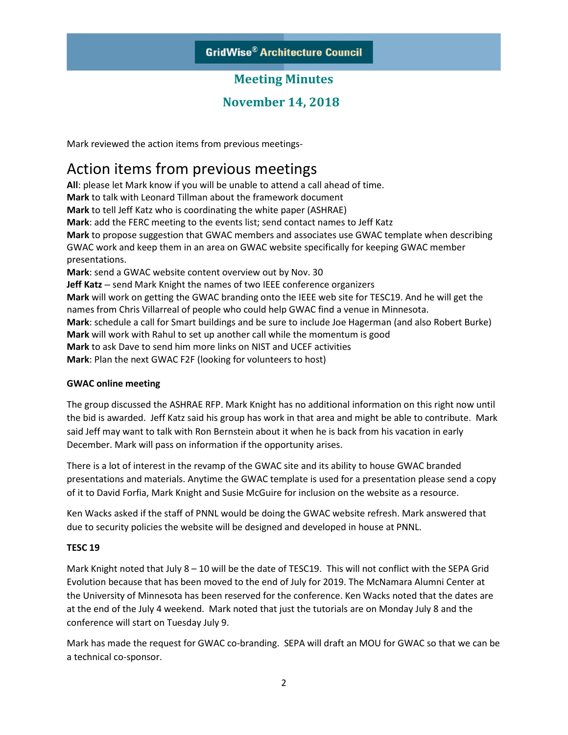GridWise® Architecture Council

## Meeting Minutes

## November 14, 2018

Mark reviewed the action items from previous meetings-

# Action items from previous meetings

**All**: please let Mark know if you will be unable to attend a call ahead of time.
**Mark** to talk with Leonard Tillman about the framework document
**Mark** to tell Jeff Katz who is coordinating the white paper (ASHRAE)
**Mark**: add the FERC meeting to the events list; send contact names to Jeff Katz
**Mark** to propose suggestion that GWAC members and associates use GWAC template when describing GWAC work and keep them in an area on GWAC website specifically for keeping GWAC member presentations.
**Mark**: send a GWAC website content overview out by Nov. 30
**Jeff Katz** – send Mark Knight the names of two IEEE conference organizers
**Mark** will work on getting the GWAC branding onto the IEEE web site for TESC19. And he will get the names from Chris Villarreal of people who could help GWAC find a venue in Minnesota.
**Mark**: schedule a call for Smart buildings and be sure to include Joe Hagerman (and also Robert Burke)
**Mark** will work with Rahul to set up another call while the momentum is good
**Mark** to ask Dave to send him more links on NIST and UCEF activities
**Mark**: Plan the next GWAC F2F (looking for volunteers to host)

**GWAC online meeting**

The group discussed the ASHRAE RFP. Mark Knight has no additional information on this right now until the bid is awarded. Jeff Katz said his group has work in that area and might be able to contribute. Mark said Jeff may want to talk with Ron Bernstein about it when he is back from his vacation in early December. Mark will pass on information if the opportunity arises.

There is a lot of interest in the revamp of the GWAC site and its ability to house GWAC branded presentations and materials. Anytime the GWAC template is used for a presentation please send a copy of it to David Forfia, Mark Knight and Susie McGuire for inclusion on the website as a resource.

Ken Wacks asked if the staff of PNNL would be doing the GWAC website refresh. Mark answered that due to security policies the website will be designed and developed in house at PNNL.

**TESC 19**

Mark Knight noted that July 8 – 10 will be the date of TESC19. This will not conflict with the SEPA Grid Evolution because that has been moved to the end of July for 2019. The McNamara Alumni Center at the University of Minnesota has been reserved for the conference. Ken Wacks noted that the dates are at the end of the July 4 weekend. Mark noted that just the tutorials are on Monday July 8 and the conference will start on Tuesday July 9.

Mark has made the request for GWAC co-branding. SEPA will draft an MOU for GWAC so that we can be a technical co-sponsor.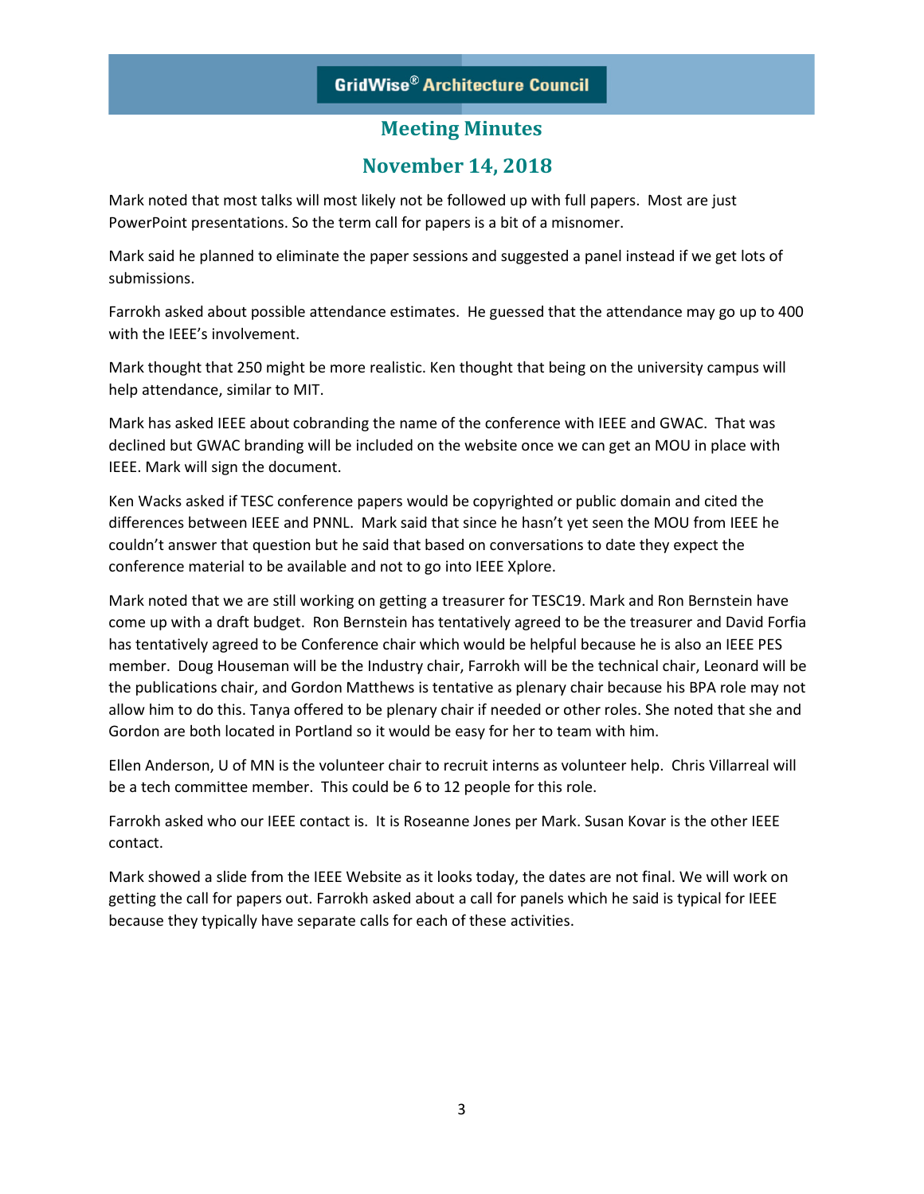Mark noted that most talks will most likely not be followed up with full papers. Most are just PowerPoint presentations. So the term call for papers is a bit of a misnomer.

Mark said he planned to eliminate the paper sessions and suggested a panel instead if we get lots of submissions.

Farrokh asked about possible attendance estimates. He guessed that the attendance may go up to 400 with the IEEE's involvement.

Mark thought that 250 might be more realistic. Ken thought that being on the university campus will help attendance, similar to MIT.

Mark has asked IEEE about cobranding the name of the conference with IEEE and GWAC. That was declined but GWAC branding will be included on the website once we can get an MOU in place with IEEE. Mark will sign the document.

Ken Wacks asked if TESC conference papers would be copyrighted or public domain and cited the differences between IEEE and PNNL. Mark said that since he hasn't yet seen the MOU from IEEE he couldn't answer that question but he said that based on conversations to date they expect the conference material to be available and not to go into IEEE Xplore.

Mark noted that we are still working on getting a treasurer for TESC19. Mark and Ron Bernstein have come up with a draft budget. Ron Bernstein has tentatively agreed to be the treasurer and David Forfia has tentatively agreed to be Conference chair which would be helpful because he is also an IEEE PES member. Doug Houseman will be the Industry chair, Farrokh will be the technical chair, Leonard will be the publications chair, and Gordon Matthews is tentative as plenary chair because his BPA role may not allow him to do this. Tanya offered to be plenary chair if needed or other roles. She noted that she and Gordon are both located in Portland so it would be easy for her to team with him.

Ellen Anderson, U of MN is the volunteer chair to recruit interns as volunteer help. Chris Villarreal will be a tech committee member. This could be 6 to 12 people for this role.

Farrokh asked who our IEEE contact is. It is Roseanne Jones per Mark. Susan Kovar is the other IEEE contact.

Mark showed a slide from the IEEE Website as it looks today, the dates are not final. We will work on getting the call for papers out. Farrokh asked about a call for panels which he said is typical for IEEE because they typically have separate calls for each of these activities.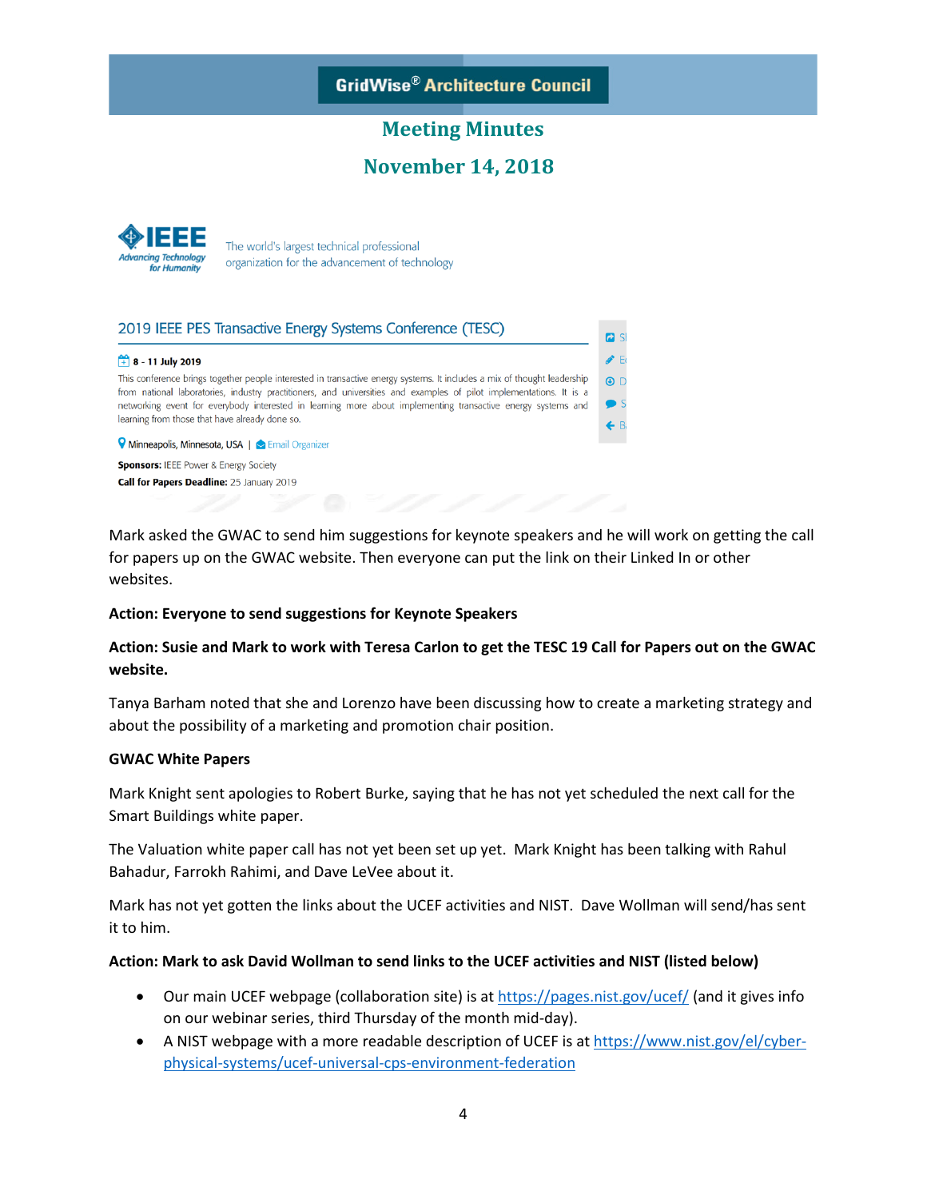# GridWise® Architecture Council

## Meeting Minutes

## November 14, 2018

IEEE Advancing Technology for Humanity — The world's largest technical professional organization for the advancement of technology

**2019 IEEE PES Transactive Energy Systems Conference (TESC)**

**8 - 11 July 2019**

This conference brings together people interested in transactive energy systems. It includes a mix of thought leadership from national laboratories, industry practitioners, and universities and examples of pilot implementations. It is a networking event for everybody interested in learning more about implementing transactive energy systems and learning from those that have already done so.

Minneapolis, Minnesota, USA | Email Organizer

**Sponsors:** IEEE Power & Energy Society

**Call for Papers Deadline:** 25 January 2019

Mark asked the GWAC to send him suggestions for keynote speakers and he will work on getting the call for papers up on the GWAC website. Then everyone can put the link on their Linked In or other websites.

**Action: Everyone to send suggestions for Keynote Speakers**

**Action: Susie and Mark to work with Teresa Carlon to get the TESC 19 Call for Papers out on the GWAC website.**

Tanya Barham noted that she and Lorenzo have been discussing how to create a marketing strategy and about the possibility of a marketing and promotion chair position.

**GWAC White Papers**

Mark Knight sent apologies to Robert Burke, saying that he has not yet scheduled the next call for the Smart Buildings white paper.

The Valuation white paper call has not yet been set up yet. Mark Knight has been talking with Rahul Bahadur, Farrokh Rahimi, and Dave LeVee about it.

Mark has not yet gotten the links about the UCEF activities and NIST. Dave Wollman will send/has sent it to him.

**Action: Mark to ask David Wollman to send links to the UCEF activities and NIST (listed below)**

- Our main UCEF webpage (collaboration site) is at https://pages.nist.gov/ucef/ (and it gives info on our webinar series, third Thursday of the month mid-day).
- A NIST webpage with a more readable description of UCEF is at https://www.nist.gov/el/cyber-physical-systems/ucef-universal-cps-environment-federation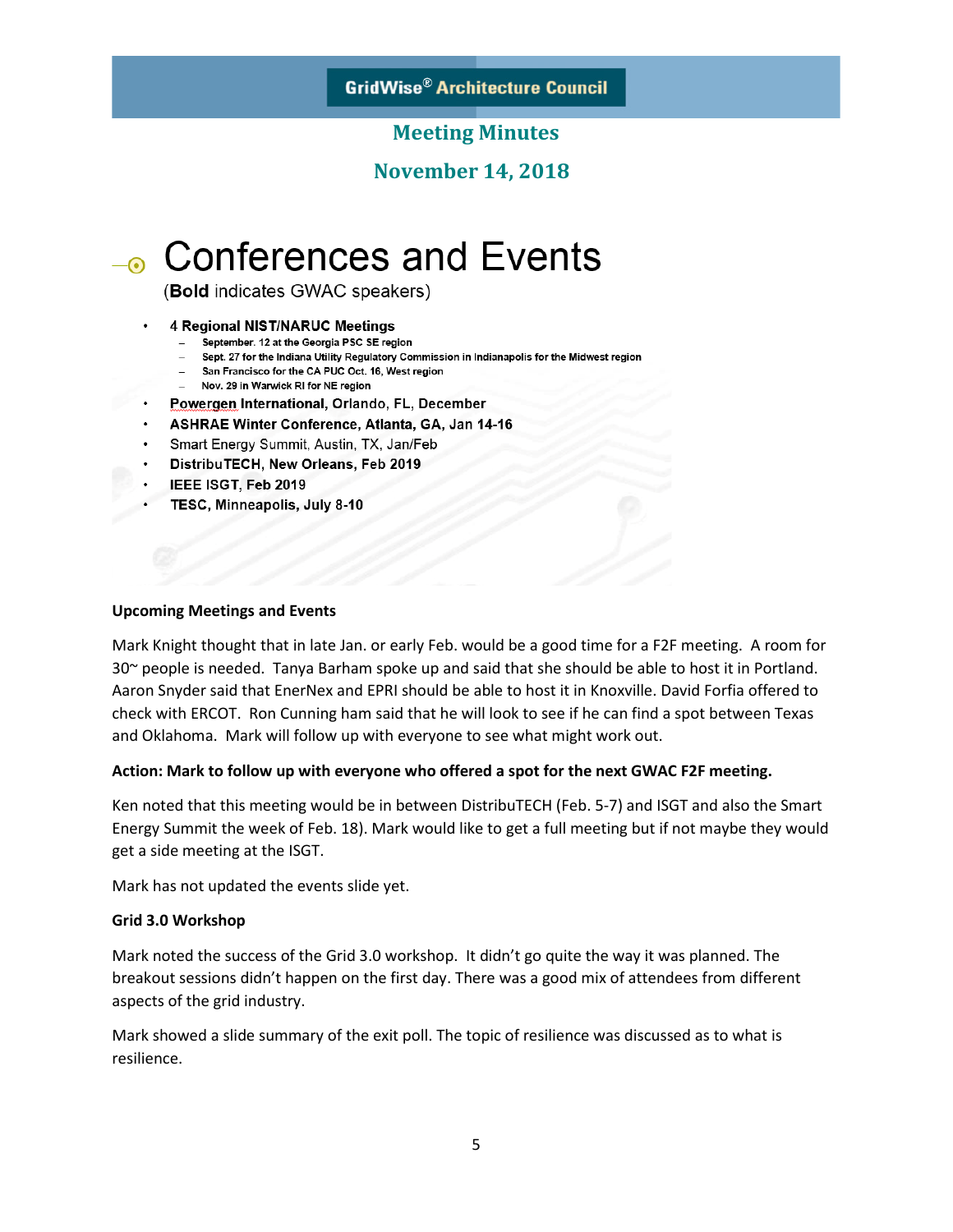# Meeting Minutes

## November 14, 2018

# Conferences and Events

(**Bold** indicates GWAC speakers)

- 4 **Regional NIST/NARUC Meetings**
  - **September. 12 at the Georgia PSC SE region**
  - **Sept. 27 for the Indiana Utility Regulatory Commission in Indianapolis for the Midwest region**
  - **San Francisco for the CA PUC Oct. 16, West region**
  - **Nov. 29 in Warwick RI for NE region**
- **Powergen International, Orlando, FL, December**
- **ASHRAE Winter Conference, Atlanta, GA, Jan 14-16**
- Smart Energy Summit, Austin, TX, Jan/Feb
- **DistribuTECH, New Orleans, Feb 2019**
- **IEEE ISGT, Feb 2019**
- **TESC, Minneapolis, July 8-10**

**Upcoming Meetings and Events**

Mark Knight thought that in late Jan. or early Feb. would be a good time for a F2F meeting. A room for 30~ people is needed. Tanya Barham spoke up and said that she should be able to host it in Portland. Aaron Snyder said that EnerNex and EPRI should be able to host it in Knoxville. David Forfia offered to check with ERCOT. Ron Cunning ham said that he will look to see if he can find a spot between Texas and Oklahoma. Mark will follow up with everyone to see what might work out.

**Action: Mark to follow up with everyone who offered a spot for the next GWAC F2F meeting.**

Ken noted that this meeting would be in between DistribuTECH (Feb. 5-7) and ISGT and also the Smart Energy Summit the week of Feb. 18). Mark would like to get a full meeting but if not maybe they would get a side meeting at the ISGT.

Mark has not updated the events slide yet.

**Grid 3.0 Workshop**

Mark noted the success of the Grid 3.0 workshop. It didn't go quite the way it was planned. The breakout sessions didn't happen on the first day. There was a good mix of attendees from different aspects of the grid industry.

Mark showed a slide summary of the exit poll. The topic of resilience was discussed as to what is resilience.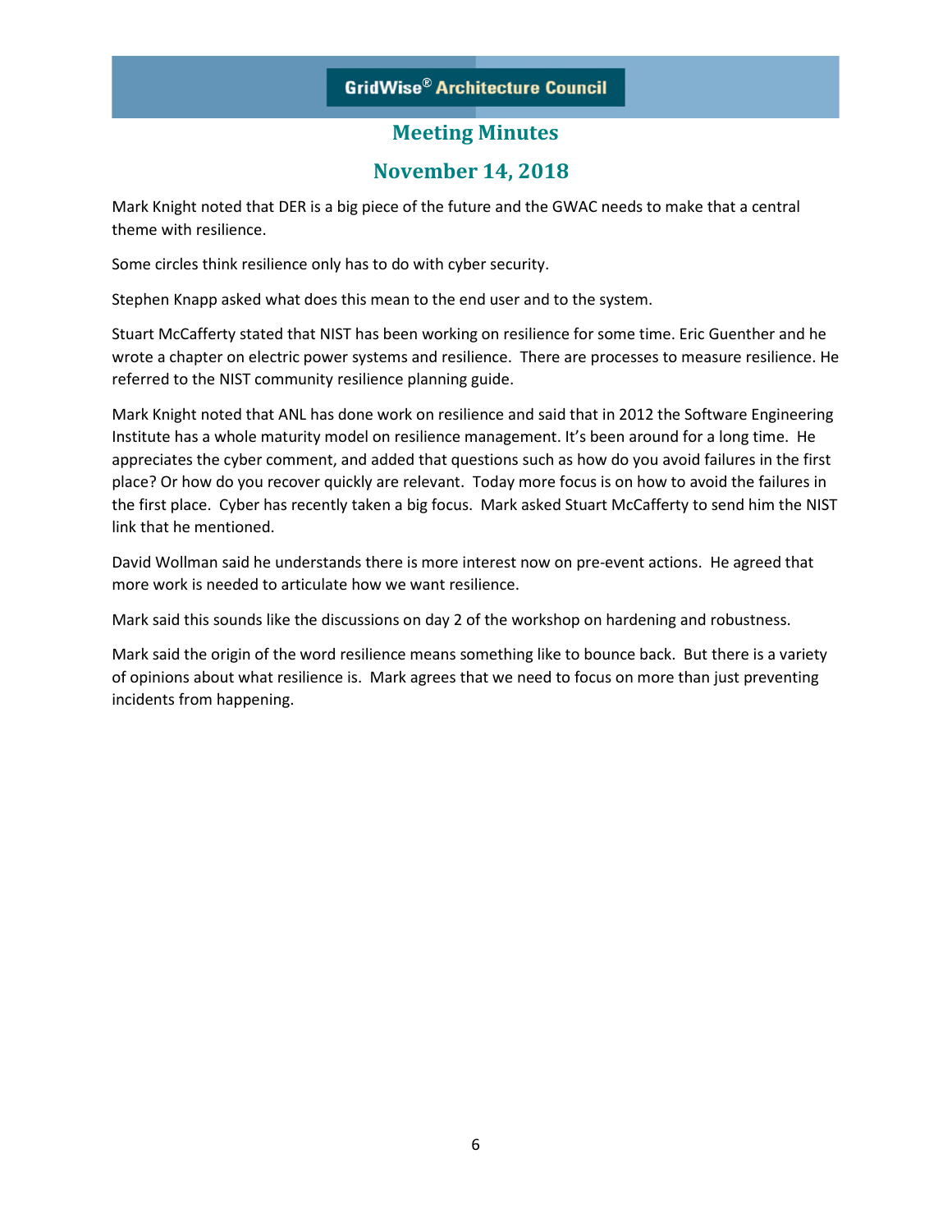Mark Knight noted that DER is a big piece of the future and the GWAC needs to make that a central theme with resilience.

Some circles think resilience only has to do with cyber security.

Stephen Knapp asked what does this mean to the end user and to the system.

Stuart McCafferty stated that NIST has been working on resilience for some time. Eric Guenther and he wrote a chapter on electric power systems and resilience. There are processes to measure resilience. He referred to the NIST community resilience planning guide.

Mark Knight noted that ANL has done work on resilience and said that in 2012 the Software Engineering Institute has a whole maturity model on resilience management. It's been around for a long time. He appreciates the cyber comment, and added that questions such as how do you avoid failures in the first place? Or how do you recover quickly are relevant. Today more focus is on how to avoid the failures in the first place. Cyber has recently taken a big focus. Mark asked Stuart McCafferty to send him the NIST link that he mentioned.

David Wollman said he understands there is more interest now on pre-event actions. He agreed that more work is needed to articulate how we want resilience.

Mark said this sounds like the discussions on day 2 of the workshop on hardening and robustness.

Mark said the origin of the word resilience means something like to bounce back. But there is a variety of opinions about what resilience is. Mark agrees that we need to focus on more than just preventing incidents from happening.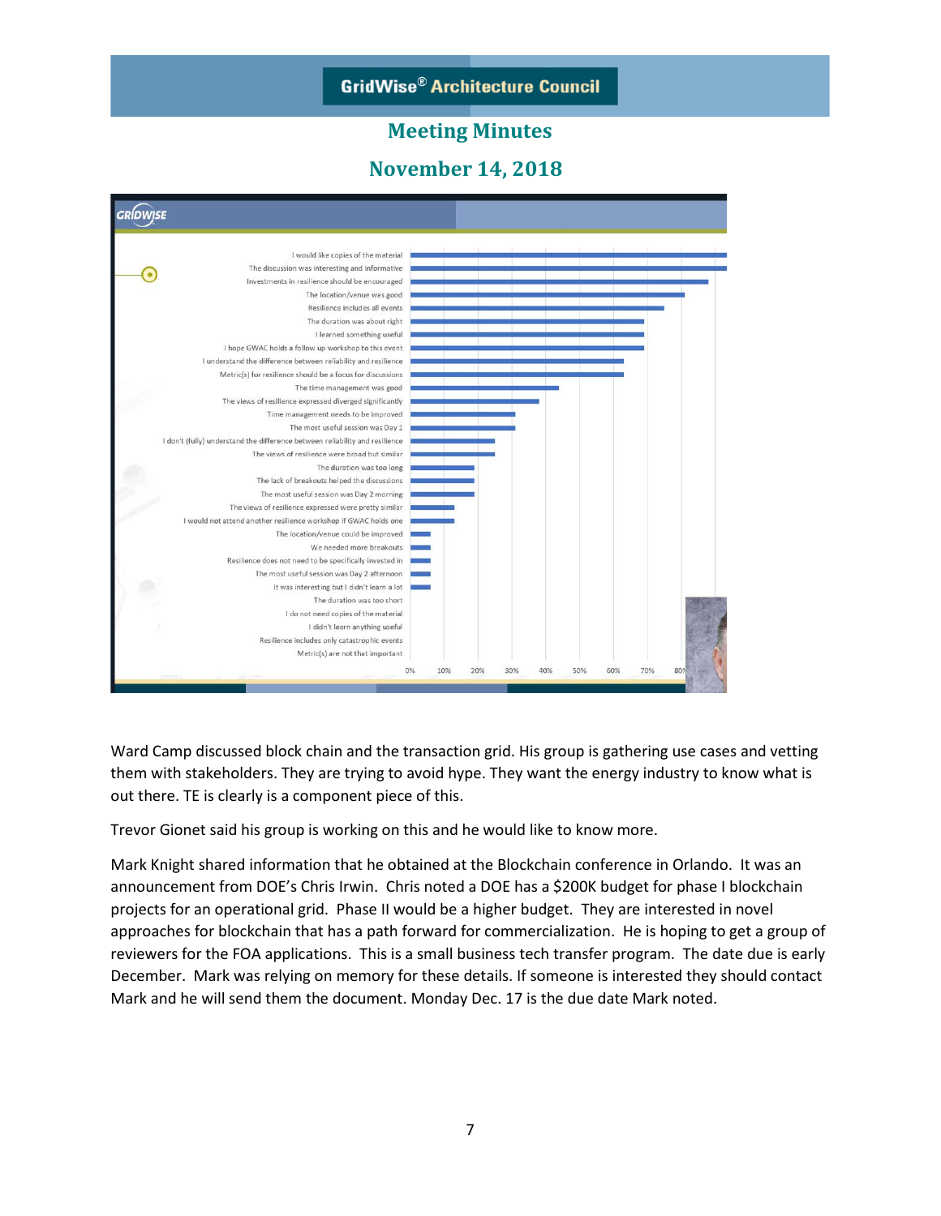Ward Camp discussed block chain and the transaction grid. His group is gathering use cases and vetting them with stakeholders. They are trying to avoid hype. They want the energy industry to know what is out there. TE is clearly is a component piece of this.

Trevor Gionet said his group is working on this and he would like to know more.

Mark Knight shared information that he obtained at the Blockchain conference in Orlando. It was an announcement from DOE's Chris Irwin. Chris noted a DOE has a $200K budget for phase I blockchain projects for an operational grid. Phase II would be a higher budget. They are interested in novel approaches for blockchain that has a path forward for commercialization. He is hoping to get a group of reviewers for the FOA applications. This is a small business tech transfer program. The date due is early December. Mark was relying on memory for these details. If someone is interested they should contact Mark and he will send them the document. Monday Dec. 17 is the due date Mark noted.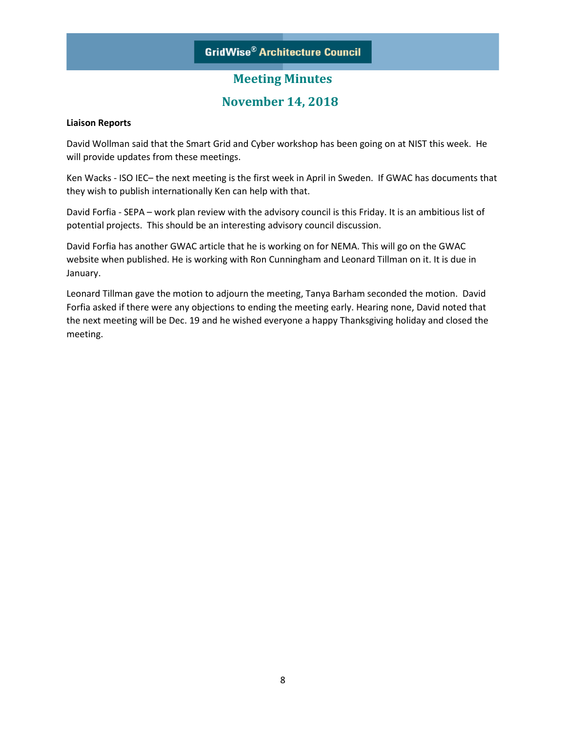**Liaison Reports**

David Wollman said that the Smart Grid and Cyber workshop has been going on at NIST this week. He will provide updates from these meetings.

Ken Wacks - ISO IEC– the next meeting is the first week in April in Sweden. If GWAC has documents that they wish to publish internationally Ken can help with that.

David Forfia - SEPA – work plan review with the advisory council is this Friday. It is an ambitious list of potential projects. This should be an interesting advisory council discussion.

David Forfia has another GWAC article that he is working on for NEMA. This will go on the GWAC website when published. He is working with Ron Cunningham and Leonard Tillman on it. It is due in January.

Leonard Tillman gave the motion to adjourn the meeting, Tanya Barham seconded the motion. David Forfia asked if there were any objections to ending the meeting early. Hearing none, David noted that the next meeting will be Dec. 19 and he wished everyone a happy Thanksgiving holiday and closed the meeting.